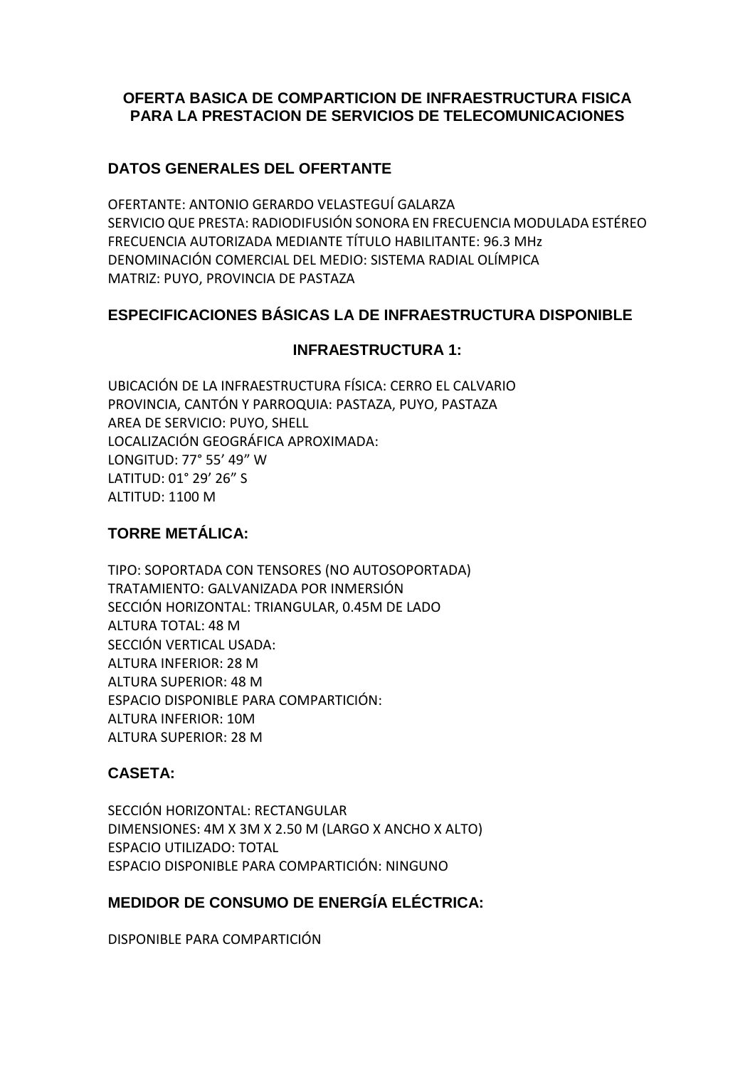# OFERTA BASICA DE COMPARTICION DE INFRAESTRUCTURA FISICA PARA LA PRESTACION DE SERVICIOS DE TELECOMUNICACIONES

## DATOS GENERALES DEL OFERTANTE

OFERTANTE: ANTONIO GERARDO VELASTEGUÍ GALARZA
SERVICIO QUE PRESTA: RADIODIFUSIÓN SONORA EN FRECUENCIA MODULADA ESTÉREO
FRECUENCIA AUTORIZADA MEDIANTE TÍTULO HABILITANTE: 96.3 MHz
DENOMINACIÓN COMERCIAL DEL MEDIO: SISTEMA RADIAL OLÍMPICA
MATRIZ: PUYO, PROVINCIA DE PASTAZA

## ESPECIFICACIONES BÁSICAS LA DE INFRAESTRUCTURA DISPONIBLE

### INFRAESTRUCTURA 1:

UBICACIÓN DE LA INFRAESTRUCTURA FÍSICA: CERRO EL CALVARIO
PROVINCIA, CANTÓN Y PARROQUIA: PASTAZA, PUYO, PASTAZA
AREA DE SERVICIO: PUYO, SHELL
LOCALIZACIÓN GEOGRÁFICA APROXIMADA:
LONGITUD: 77° 55' 49" W
LATITUD: 01° 29' 26" S
ALTITUD: 1100 M

## TORRE METÁLICA:

TIPO: SOPORTADA CON TENSORES (NO AUTOSOPORTADA)
TRATAMIENTO: GALVANIZADA POR INMERSIÓN
SECCIÓN HORIZONTAL: TRIANGULAR, 0.45M DE LADO
ALTURA TOTAL: 48 M
SECCIÓN VERTICAL USADA:
ALTURA INFERIOR: 28 M
ALTURA SUPERIOR: 48 M
ESPACIO DISPONIBLE PARA COMPARTICIÓN:
ALTURA INFERIOR: 10M
ALTURA SUPERIOR: 28 M

## CASETA:

SECCIÓN HORIZONTAL: RECTANGULAR
DIMENSIONES: 4M X 3M X 2.50 M (LARGO X ANCHO X ALTO)
ESPACIO UTILIZADO: TOTAL
ESPACIO DISPONIBLE PARA COMPARTICIÓN: NINGUNO

## MEDIDOR DE CONSUMO DE ENERGÍA ELÉCTRICA:

DISPONIBLE PARA COMPARTICIÓN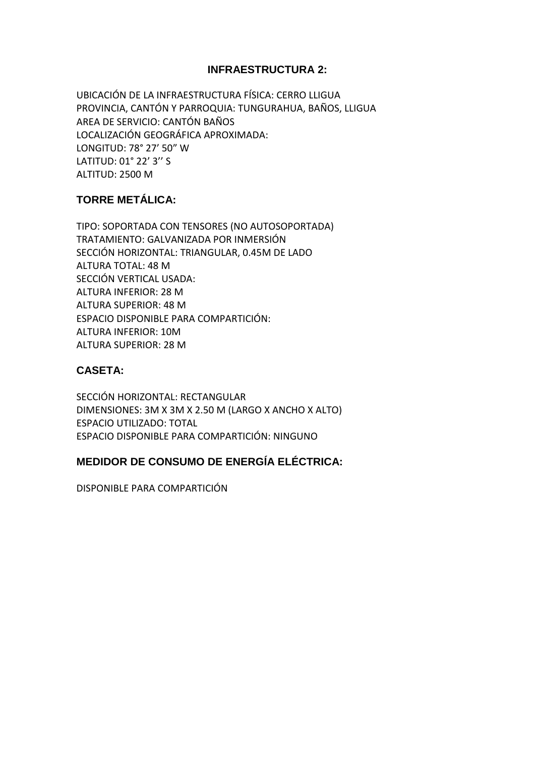## INFRAESTRUCTURA 2:

UBICACIÓN DE LA INFRAESTRUCTURA FÍSICA: CERRO LLIGUA
PROVINCIA, CANTÓN Y PARROQUIA: TUNGURAHUA, BAÑOS, LLIGUA
AREA DE SERVICIO: CANTÓN BAÑOS
LOCALIZACIÓN GEOGRÁFICA APROXIMADA:
LONGITUD: 78° 27’ 50” W
LATITUD: 01° 22’ 3’’ S
ALTITUD: 2500 M

### TORRE METÁLICA:

TIPO: SOPORTADA CON TENSORES (NO AUTOSOPORTADA)
TRATAMIENTO: GALVANIZADA POR INMERSIÓN
SECCIÓN HORIZONTAL: TRIANGULAR, 0.45M DE LADO
ALTURA TOTAL: 48 M
SECCIÓN VERTICAL USADA:
ALTURA INFERIOR: 28 M
ALTURA SUPERIOR: 48 M
ESPACIO DISPONIBLE PARA COMPARTICIÓN:
ALTURA INFERIOR: 10M
ALTURA SUPERIOR: 28 M

### CASETA:

SECCIÓN HORIZONTAL: RECTANGULAR
DIMENSIONES: 3M X 3M X 2.50 M (LARGO X ANCHO X ALTO)
ESPACIO UTILIZADO: TOTAL
ESPACIO DISPONIBLE PARA COMPARTICIÓN: NINGUNO

### MEDIDOR DE CONSUMO DE ENERGÍA ELÉCTRICA:

DISPONIBLE PARA COMPARTICIÓN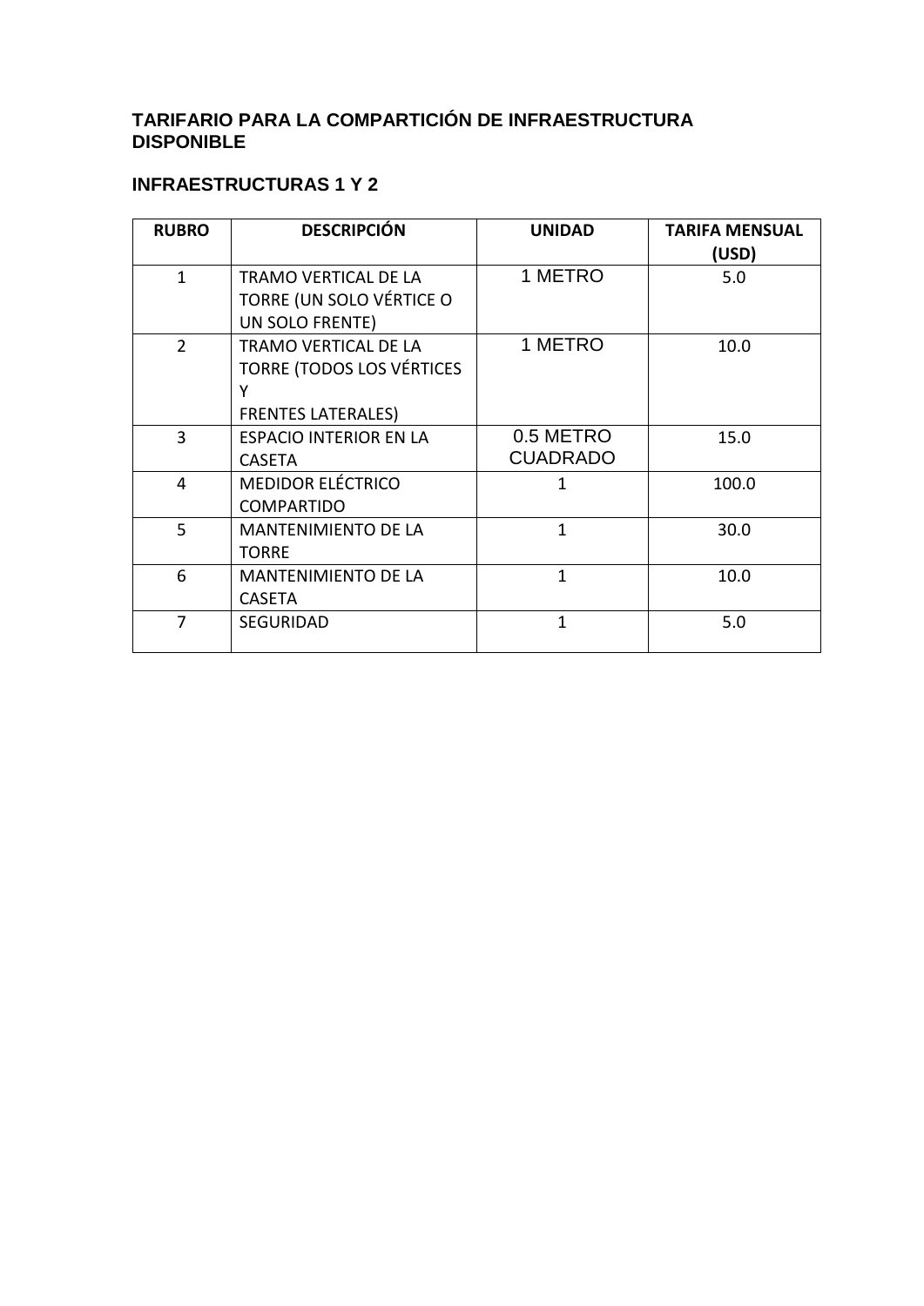## TARIFARIO PARA LA COMPARTICIÓN DE INFRAESTRUCTURA DISPONIBLE

### INFRAESTRUCTURAS 1 Y 2

| RUBRO | DESCRIPCIÓN | UNIDAD | TARIFA MENSUAL (USD) |
|---|---|---|---|
| 1 | TRAMO VERTICAL DE LA TORRE (UN SOLO VÉRTICE O UN SOLO FRENTE) | 1 METRO | 5.0 |
| 2 | TRAMO VERTICAL DE LA TORRE (TODOS LOS VÉRTICES Y FRENTES LATERALES) | 1 METRO | 10.0 |
| 3 | ESPACIO INTERIOR EN LA CASETA | 0.5 METRO CUADRADO | 15.0 |
| 4 | MEDIDOR ELÉCTRICO COMPARTIDO | 1 | 100.0 |
| 5 | MANTENIMIENTO DE LA TORRE | 1 | 30.0 |
| 6 | MANTENIMIENTO DE LA CASETA | 1 | 10.0 |
| 7 | SEGURIDAD | 1 | 5.0 |